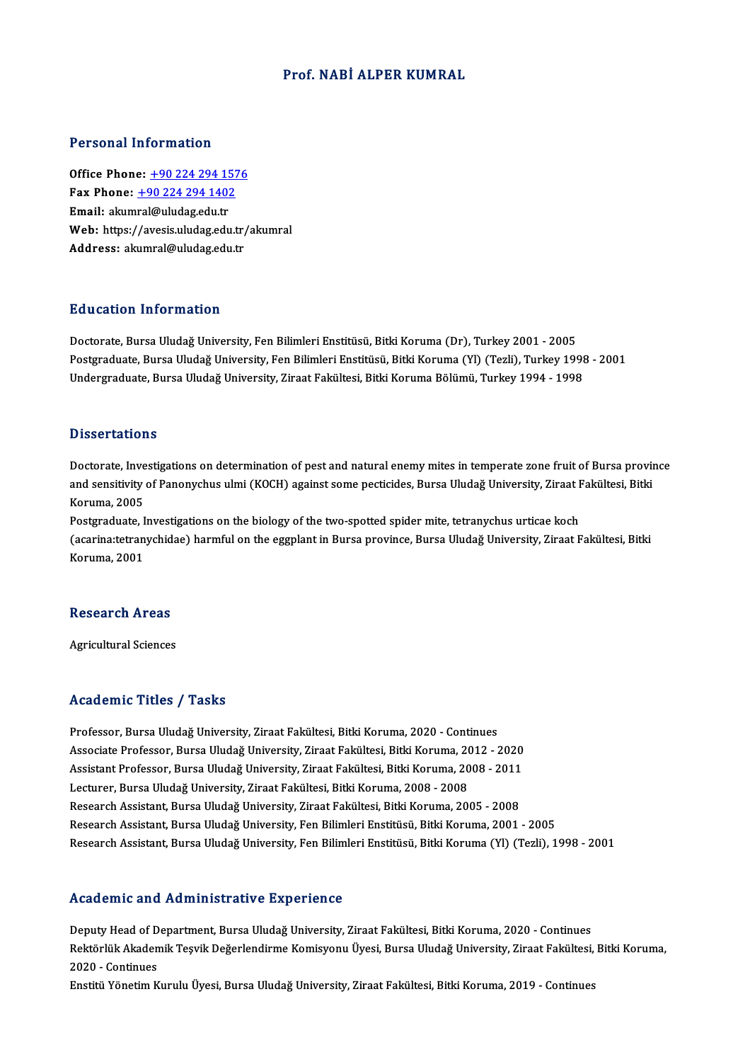# Prof. NABİ ALPER KUMRAL

## Personal Information

**Office Phone:** +90 224 294 1576
**Fax Phone:** +90 224 294 1402
**Email:** akumral@uludag.edu.tr
**Web:** https://avesis.uludag.edu.tr/akumral
**Address:** akumral@uludag.edu.tr

## Education Information

Doctorate, Bursa Uludağ University, Fen Bilimleri Enstitüsü, Bitki Koruma (Dr), Turkey 2001 - 2005
Postgraduate, Bursa Uludağ University, Fen Bilimleri Enstitüsü, Bitki Koruma (Yl) (Tezli), Turkey 1998 - 2001
Undergraduate, Bursa Uludağ University, Ziraat Fakültesi, Bitki Koruma Bölümü, Turkey 1994 - 1998

## Dissertations

Doctorate, Investigations on determination of pest and natural enemy mites in temperate zone fruit of Bursa province and sensitivity of Panonychus ulmi (KOCH) against some pecticides, Bursa Uludağ University, Ziraat Fakültesi, Bitki Koruma, 2005
Postgraduate, Investigations on the biology of the two-spotted spider mite, tetranychus urticae koch (acarina:tetranychidae) harmful on the eggplant in Bursa province, Bursa Uludağ University, Ziraat Fakültesi, Bitki Koruma, 2001

## Research Areas

Agricultural Sciences

## Academic Titles / Tasks

Professor, Bursa Uludağ University, Ziraat Fakültesi, Bitki Koruma, 2020 - Continues
Associate Professor, Bursa Uludağ University, Ziraat Fakültesi, Bitki Koruma, 2012 - 2020
Assistant Professor, Bursa Uludağ University, Ziraat Fakültesi, Bitki Koruma, 2008 - 2011
Lecturer, Bursa Uludağ University, Ziraat Fakültesi, Bitki Koruma, 2008 - 2008
Research Assistant, Bursa Uludağ University, Ziraat Fakültesi, Bitki Koruma, 2005 - 2008
Research Assistant, Bursa Uludağ University, Fen Bilimleri Enstitüsü, Bitki Koruma, 2001 - 2005
Research Assistant, Bursa Uludağ University, Fen Bilimleri Enstitüsü, Bitki Koruma (Yl) (Tezli), 1998 - 2001

## Academic and Administrative Experience

Deputy Head of Department, Bursa Uludağ University, Ziraat Fakültesi, Bitki Koruma, 2020 - Continues
Rektörlük Akademik Teşvik Değerlendirme Komisyonu Üyesi, Bursa Uludağ University, Ziraat Fakültesi, Bitki Koruma, 2020 - Continues
Enstitü Yönetim Kurulu Üyesi, Bursa Uludağ University, Ziraat Fakültesi, Bitki Koruma, 2019 - Continues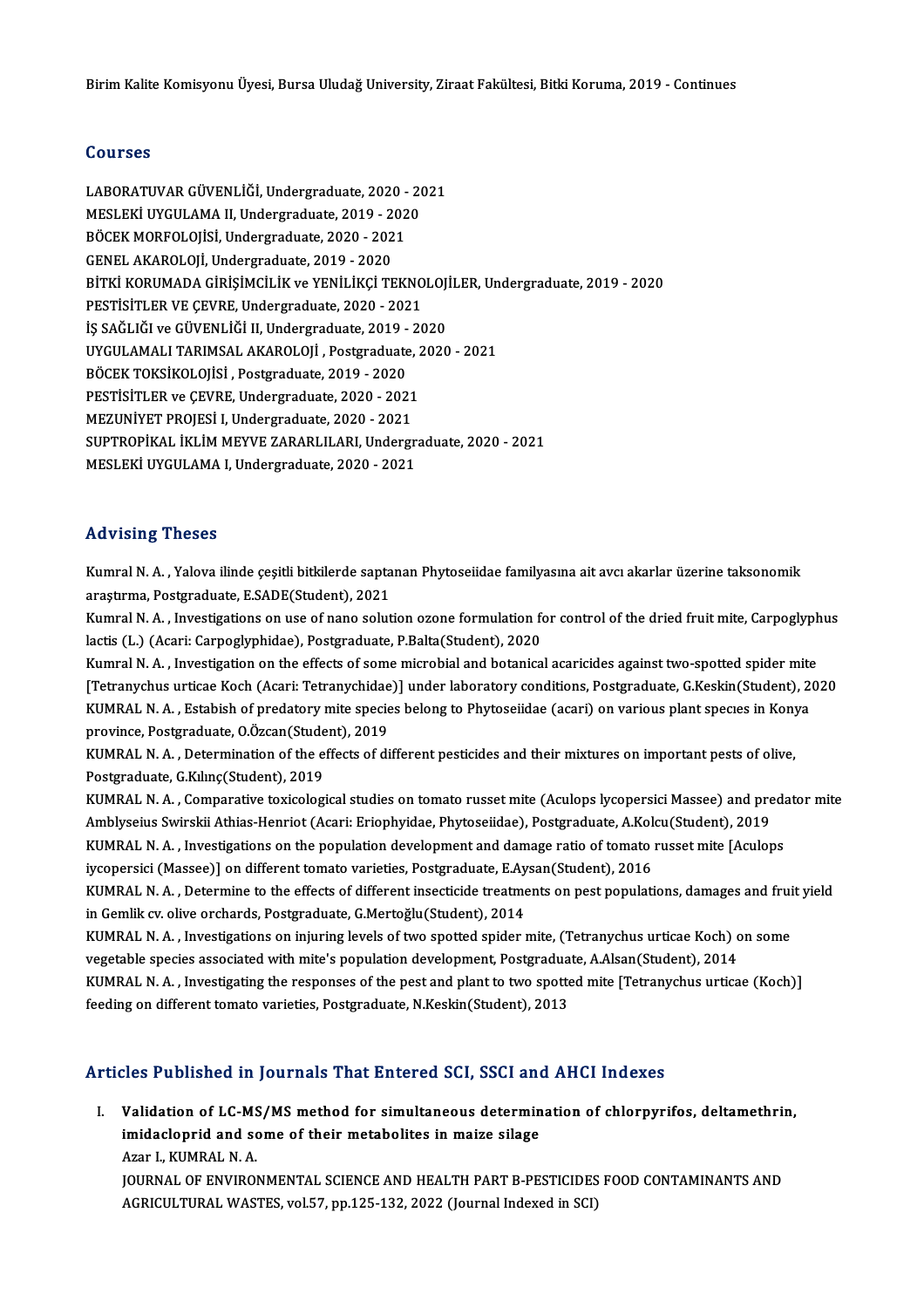Birim Kalite Komisyonu Üyesi, Bursa Uludağ University, Ziraat Fakültesi, Bitki Koruma, 2019 - Continues

## Courses

LABORATUVAR GÜVENLİĞİ, Undergraduate, 2020 - 2021
MESLEKİ UYGULAMA II, Undergraduate, 2019 - 2020
BÖCEK MORFOLOJİSİ, Undergraduate, 2020 - 2021
GENEL AKAROLOJİ, Undergraduate, 2019 - 2020
BİTKİ KORUMADA GİRİŞİMCİLİK ve YENİLİKÇİ TEKNOLOJİLER, Undergraduate, 2019 - 2020
PESTİSİTLER VE ÇEVRE, Undergraduate, 2020 - 2021
İŞ SAĞLIĞI ve GÜVENLİĞİ II, Undergraduate, 2019 - 2020
UYGULAMALI TARIMSAL AKAROLOJİ , Postgraduate, 2020 - 2021
BÖCEK TOKSİKOLOJİSİ , Postgraduate, 2019 - 2020
PESTİSİTLER ve ÇEVRE, Undergraduate, 2020 - 2021
MEZUNİYET PROJESİ I, Undergraduate, 2020 - 2021
SUPTROPİKAL İKLİM MEYVE ZARARLILARI, Undergraduate, 2020 - 2021
MESLEKİ UYGULAMA I, Undergraduate, 2020 - 2021

## Advising Theses

Kumral N. A. , Yalova ilinde çeşitli bitkilerde saptanan Phytoseiidae familyasına ait avcı akarlar üzerine taksonomik araştırma, Postgraduate, E.SADE(Student), 2021

Kumral N. A. , Investigations on use of nano solution ozone formulation for control of the dried fruit mite, Carpoglyphus lactis (L.) (Acari: Carpoglyphidae), Postgraduate, P.Balta(Student), 2020

Kumral N. A. , Investigation on the effects of some microbial and botanical acaricides against two-spotted spider mite [Tetranychus urticae Koch (Acari: Tetranychidae)] under laboratory conditions, Postgraduate, G.Keskin(Student), 2020

KUMRAL N. A. , Estabish of predatory mite species belong to Phytoseiidae (acari) on various plant specıes in Konya province, Postgraduate, O.Özcan(Student), 2019

KUMRAL N. A. , Determination of the effects of different pesticides and their mixtures on important pests of olive, Postgraduate, G.Kılınç(Student), 2019

KUMRAL N. A. , Comparative toxicological studies on tomato russet mite (Aculops lycopersici Massee) and predator mite Amblyseius Swirskii Athias-Henriot (Acari: Eriophyidae, Phytoseiidae), Postgraduate, A.Kolcu(Student), 2019

KUMRAL N. A. , Investigations on the population development and damage ratio of tomato russet mite [Aculops iycopersici (Massee)] on different tomato varieties, Postgraduate, E.Aysan(Student), 2016

KUMRAL N. A. , Determine to the effects of different insecticide treatments on pest populations, damages and fruit yield in Gemlik cv. olive orchards, Postgraduate, G.Mertoğlu(Student), 2014

KUMRAL N. A. , Investigations on injuring levels of two spotted spider mite, (Tetranychus urticae Koch) on some vegetable species associated with mite's population development, Postgraduate, A.Alsan(Student), 2014

KUMRAL N. A. , Investigating the responses of the pest and plant to two spotted mite [Tetranychus urticae (Koch)] feeding on different tomato varieties, Postgraduate, N.Keskin(Student), 2013

## Articles Published in Journals That Entered SCI, SSCI and AHCI Indexes

I. **Validation of LC-MS/MS method for simultaneous determination of chlorpyrifos, deltamethrin, imidacloprid and some of their metabolites in maize silage**
Azar I., KUMRAL N. A.
JOURNAL OF ENVIRONMENTAL SCIENCE AND HEALTH PART B-PESTICIDES FOOD CONTAMINANTS AND AGRICULTURAL WASTES, vol.57, pp.125-132, 2022 (Journal Indexed in SCI)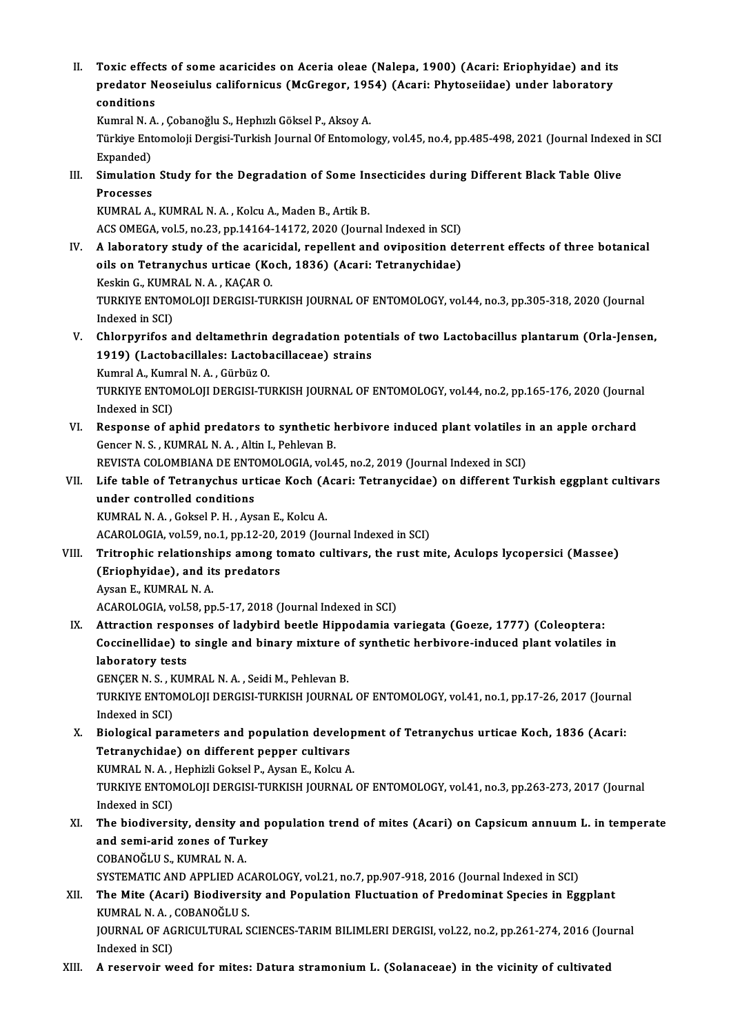II. **Toxic effects of some acaricides on Aceria oleae (Nalepa, 1900) (Acari: Eriophyidae) and its predator Neoseiulus californicus (McGregor, 1954) (Acari: Phytoseiidae) under laboratory conditions**
Kumral N. A. , Çobanoğlu S., Hephızlı Göksel P., Aksoy A.
Türkiye Entomoloji Dergisi-Turkish Journal Of Entomology, vol.45, no.4, pp.485-498, 2021 (Journal Indexed in SCI Expanded)

III. **Simulation Study for the Degradation of Some Insecticides during Different Black Table Olive Processes**
KUMRAL A., KUMRAL N. A. , Kolcu A., Maden B., Artik B.
ACS OMEGA, vol.5, no.23, pp.14164-14172, 2020 (Journal Indexed in SCI)

IV. **A laboratory study of the acaricidal, repellent and oviposition deterrent effects of three botanical oils on Tetranychus urticae (Koch, 1836) (Acari: Tetranychidae)**
Keskin G., KUMRAL N. A. , KAÇAR O.
TURKIYE ENTOMOLOJI DERGISI-TURKISH JOURNAL OF ENTOMOLOGY, vol.44, no.3, pp.305-318, 2020 (Journal Indexed in SCI)

V. **Chlorpyrifos and deltamethrin degradation potentials of two Lactobacillus plantarum (Orla-Jensen, 1919) (Lactobacillales: Lactobacillaceae) strains**
Kumral A., Kumral N. A. , Gürbüz O.
TURKIYE ENTOMOLOJI DERGISI-TURKISH JOURNAL OF ENTOMOLOGY, vol.44, no.2, pp.165-176, 2020 (Journal Indexed in SCI)

VI. **Response of aphid predators to synthetic herbivore induced plant volatiles in an apple orchard**
Gencer N. S. , KUMRAL N. A. , Altin I., Pehlevan B.
REVISTA COLOMBIANA DE ENTOMOLOGIA, vol.45, no.2, 2019 (Journal Indexed in SCI)

VII. **Life table of Tetranychus urticae Koch (Acari: Tetranycidae) on different Turkish eggplant cultivars under controlled conditions**
KUMRAL N. A. , Goksel P. H. , Aysan E., Kolcu A.
ACAROLOGIA, vol.59, no.1, pp.12-20, 2019 (Journal Indexed in SCI)

VIII. **Tritrophic relationships among tomato cultivars, the rust mite, Aculops lycopersici (Massee) (Eriophyidae), and its predators**
Aysan E., KUMRAL N. A.
ACAROLOGIA, vol.58, pp.5-17, 2018 (Journal Indexed in SCI)

IX. **Attraction responses of ladybird beetle Hippodamia variegata (Goeze, 1777) (Coleoptera: Coccinellidae) to single and binary mixture of synthetic herbivore-induced plant volatiles in laboratory tests**
GENÇER N. S. , KUMRAL N. A. , Seidi M., Pehlevan B.
TURKIYE ENTOMOLOJI DERGISI-TURKISH JOURNAL OF ENTOMOLOGY, vol.41, no.1, pp.17-26, 2017 (Journal Indexed in SCI)

X. **Biological parameters and population development of Tetranychus urticae Koch, 1836 (Acari: Tetranychidae) on different pepper cultivars**
KUMRAL N. A. , Hephizli Goksel P., Aysan E., Kolcu A.
TURKIYE ENTOMOLOJI DERGISI-TURKISH JOURNAL OF ENTOMOLOGY, vol.41, no.3, pp.263-273, 2017 (Journal Indexed in SCI)

XI. **The biodiversity, density and population trend of mites (Acari) on Capsicum annuum L. in temperate and semi-arid zones of Turkey**
COBANOĞLU S., KUMRAL N. A.
SYSTEMATIC AND APPLIED ACAROLOGY, vol.21, no.7, pp.907-918, 2016 (Journal Indexed in SCI)

XII. **The Mite (Acari) Biodiversity and Population Fluctuation of Predominat Species in Eggplant**
KUMRAL N. A. , COBANOĞLU S.
JOURNAL OF AGRICULTURAL SCIENCES-TARIM BILIMLERI DERGISI, vol.22, no.2, pp.261-274, 2016 (Journal Indexed in SCI)

XIII. **A reservoir weed for mites: Datura stramonium L. (Solanaceae) in the vicinity of cultivated**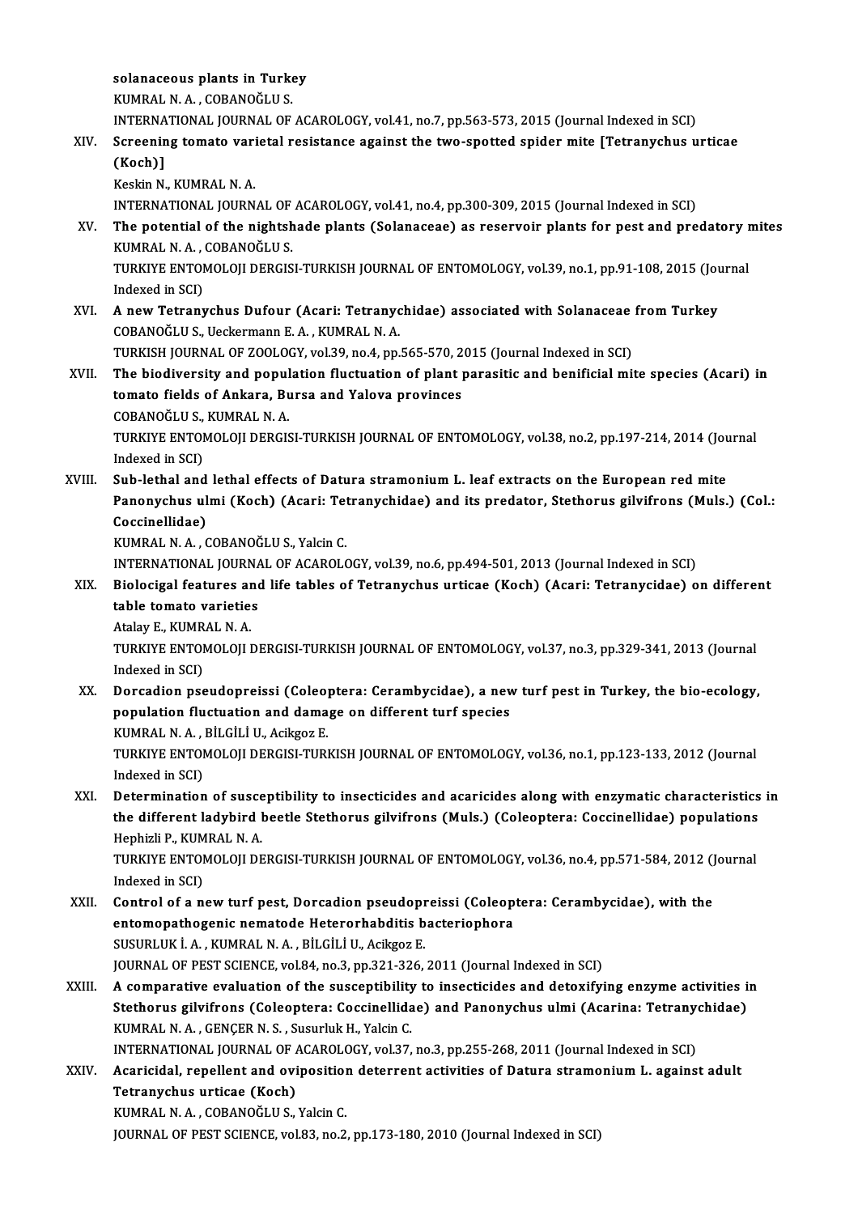solanaceous plants in Turkey
KUMRAL N. A. , COBANOĞLU S.
INTERNATIONAL JOURNAL OF ACAROLOGY, vol.41, no.7, pp.563-573, 2015 (Journal Indexed in SCI)

XIV. **Screening tomato varietal resistance against the two-spotted spider mite [Tetranychus urticae (Koch)]**
Keskin N., KUMRAL N. A.
INTERNATIONAL JOURNAL OF ACAROLOGY, vol.41, no.4, pp.300-309, 2015 (Journal Indexed in SCI)

XV. **The potential of the nightshade plants (Solanaceae) as reservoir plants for pest and predatory mites**
KUMRAL N. A. , COBANOĞLU S.
TURKIYE ENTOMOLOJI DERGISI-TURKISH JOURNAL OF ENTOMOLOGY, vol.39, no.1, pp.91-108, 2015 (Journal Indexed in SCI)

XVI. **A new Tetranychus Dufour (Acari: Tetranychidae) associated with Solanaceae from Turkey**
COBANOĞLU S., Ueckermann E. A. , KUMRAL N. A.
TURKISH JOURNAL OF ZOOLOGY, vol.39, no.4, pp.565-570, 2015 (Journal Indexed in SCI)

XVII. **The biodiversity and population fluctuation of plant parasitic and benificial mite species (Acari) in tomato fields of Ankara, Bursa and Yalova provinces**
COBANOĞLU S., KUMRAL N. A.
TURKIYE ENTOMOLOJI DERGISI-TURKISH JOURNAL OF ENTOMOLOGY, vol.38, no.2, pp.197-214, 2014 (Journal Indexed in SCI)

XVIII. **Sub-lethal and lethal effects of Datura stramonium L. leaf extracts on the European red mite Panonychus ulmi (Koch) (Acari: Tetranychidae) and its predator, Stethorus gilvifrons (Muls.) (Col.: Coccinellidae)**
KUMRAL N. A. , COBANOĞLU S., Yalcin C.
INTERNATIONAL JOURNAL OF ACAROLOGY, vol.39, no.6, pp.494-501, 2013 (Journal Indexed in SCI)

XIX. **Biolocigal features and life tables of Tetranychus urticae (Koch) (Acari: Tetranycidae) on different table tomato varieties**
Atalay E., KUMRAL N. A.
TURKIYE ENTOMOLOJI DERGISI-TURKISH JOURNAL OF ENTOMOLOGY, vol.37, no.3, pp.329-341, 2013 (Journal Indexed in SCI)

XX. **Dorcadion pseudopreissi (Coleoptera: Cerambycidae), a new turf pest in Turkey, the bio-ecology, population fluctuation and damage on different turf species**
KUMRAL N. A. , BİLGİLİ U., Acikgoz E.
TURKIYE ENTOMOLOJI DERGISI-TURKISH JOURNAL OF ENTOMOLOGY, vol.36, no.1, pp.123-133, 2012 (Journal Indexed in SCI)

XXI. **Determination of susceptibility to insecticides and acaricides along with enzymatic characteristics in the different ladybird beetle Stethorus gilvifrons (Muls.) (Coleoptera: Coccinellidae) populations**
Hephizli P., KUMRAL N. A.
TURKIYE ENTOMOLOJI DERGISI-TURKISH JOURNAL OF ENTOMOLOGY, vol.36, no.4, pp.571-584, 2012 (Journal Indexed in SCI)

XXII. **Control of a new turf pest, Dorcadion pseudopreissi (Coleoptera: Cerambycidae), with the entomopathogenic nematode Heterorhabditis bacteriophora**
SUSURLUK İ. A. , KUMRAL N. A. , BİLGİLİ U., Acikgoz E.
JOURNAL OF PEST SCIENCE, vol.84, no.3, pp.321-326, 2011 (Journal Indexed in SCI)

XXIII. **A comparative evaluation of the susceptibility to insecticides and detoxifying enzyme activities in Stethorus gilvifrons (Coleoptera: Coccinellidae) and Panonychus ulmi (Acarina: Tetranychidae)**
KUMRAL N. A. , GENÇER N. S. , Susurluk H., Yalcin C.
INTERNATIONAL JOURNAL OF ACAROLOGY, vol.37, no.3, pp.255-268, 2011 (Journal Indexed in SCI)

XXIV. **Acaricidal, repellent and oviposition deterrent activities of Datura stramonium L. against adult Tetranychus urticae (Koch)**
KUMRAL N. A. , COBANOĞLU S., Yalcin C.
JOURNAL OF PEST SCIENCE, vol.83, no.2, pp.173-180, 2010 (Journal Indexed in SCI)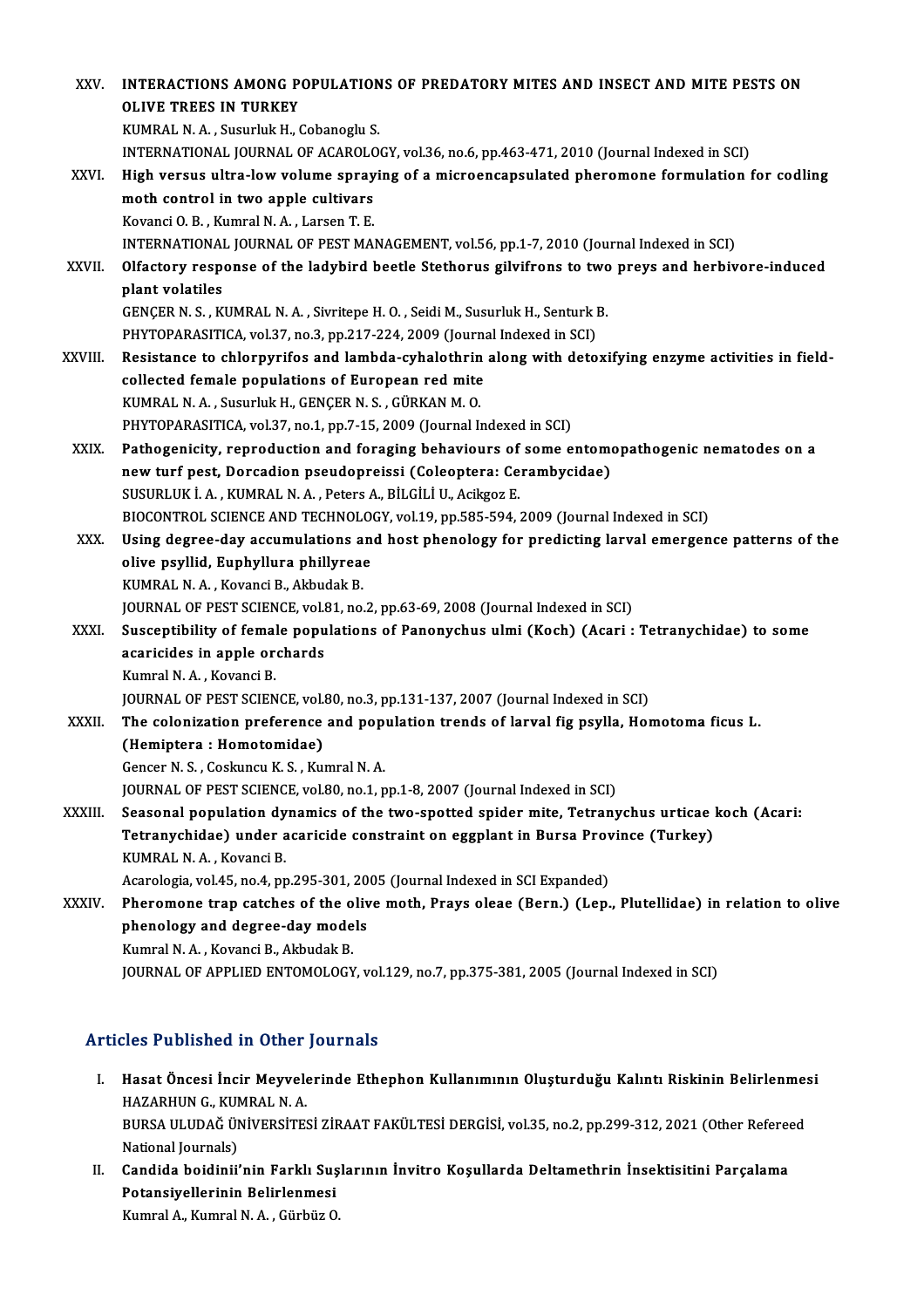XXV. **INTERACTIONS AMONG POPULATIONS OF PREDATORY MITES AND INSECT AND MITE PESTS ON OLIVE TREES IN TURKEY**
KUMRAL N. A. , Susurluk H., Cobanoglu S.
INTERNATIONAL JOURNAL OF ACAROLOGY, vol.36, no.6, pp.463-471, 2010 (Journal Indexed in SCI)

XXVI. **High versus ultra-low volume spraying of a microencapsulated pheromone formulation for codling moth control in two apple cultivars**
Kovanci O. B. , Kumral N. A. , Larsen T. E.
INTERNATIONAL JOURNAL OF PEST MANAGEMENT, vol.56, pp.1-7, 2010 (Journal Indexed in SCI)

XXVII. **Olfactory response of the ladybird beetle Stethorus gilvifrons to two preys and herbivore-induced plant volatiles**
GENÇER N. S. , KUMRAL N. A. , Sivritepe H. O. , Seidi M., Susurluk H., Senturk B.
PHYTOPARASITICA, vol.37, no.3, pp.217-224, 2009 (Journal Indexed in SCI)

XXVIII. **Resistance to chlorpyrifos and lambda-cyhalothrin along with detoxifying enzyme activities in field-collected female populations of European red mite**
KUMRAL N. A. , Susurluk H., GENÇER N. S. , GÜRKAN M. O.
PHYTOPARASITICA, vol.37, no.1, pp.7-15, 2009 (Journal Indexed in SCI)

XXIX. **Pathogenicity, reproduction and foraging behaviours of some entomopathogenic nematodes on a new turf pest, Dorcadion pseudopreissi (Coleoptera: Cerambycidae)**
SUSURLUK İ. A. , KUMRAL N. A. , Peters A., BİLGİLİ U., Acikgoz E.
BIOCONTROL SCIENCE AND TECHNOLOGY, vol.19, pp.585-594, 2009 (Journal Indexed in SCI)

XXX. **Using degree-day accumulations and host phenology for predicting larval emergence patterns of the olive psyllid, Euphyllura phillyreae**
KUMRAL N. A. , Kovanci B., Akbudak B.
JOURNAL OF PEST SCIENCE, vol.81, no.2, pp.63-69, 2008 (Journal Indexed in SCI)

XXXI. **Susceptibility of female populations of Panonychus ulmi (Koch) (Acari : Tetranychidae) to some acaricides in apple orchards**
Kumral N. A. , Kovanci B.
JOURNAL OF PEST SCIENCE, vol.80, no.3, pp.131-137, 2007 (Journal Indexed in SCI)

XXXII. **The colonization preference and population trends of larval fig psylla, Homotoma ficus L. (Hemiptera : Homotomidae)**
Gencer N. S. , Coskuncu K. S. , Kumral N. A.
JOURNAL OF PEST SCIENCE, vol.80, no.1, pp.1-8, 2007 (Journal Indexed in SCI)

XXXIII. **Seasonal population dynamics of the two-spotted spider mite, Tetranychus urticae koch (Acari: Tetranychidae) under acaricide constraint on eggplant in Bursa Province (Turkey)**
KUMRAL N. A. , Kovanci B.
Acarologia, vol.45, no.4, pp.295-301, 2005 (Journal Indexed in SCI Expanded)

XXXIV. **Pheromone trap catches of the olive moth, Prays oleae (Bern.) (Lep., Plutellidae) in relation to olive phenology and degree-day models**
Kumral N. A. , Kovanci B., Akbudak B.
JOURNAL OF APPLIED ENTOMOLOGY, vol.129, no.7, pp.375-381, 2005 (Journal Indexed in SCI)

## Articles Published in Other Journals

I. **Hasat Öncesi İncir Meyvelerinde Ethephon Kullanımının Oluşturduğu Kalıntı Riskinin Belirlenmesi**
HAZARHUN G., KUMRAL N. A.
BURSA ULUDAĞ ÜNİVERSİTESİ ZİRAAT FAKÜLTESİ DERGİSİ, vol.35, no.2, pp.299-312, 2021 (Other Refereed National Journals)

II. **Candida boidinii'nin Farklı Suşlarının İnvitro Koşullarda Deltamethrin İnsektisitini Parçalama Potansiyellerinin Belirlenmesi**
Kumral A., Kumral N. A. , Gürbüz O.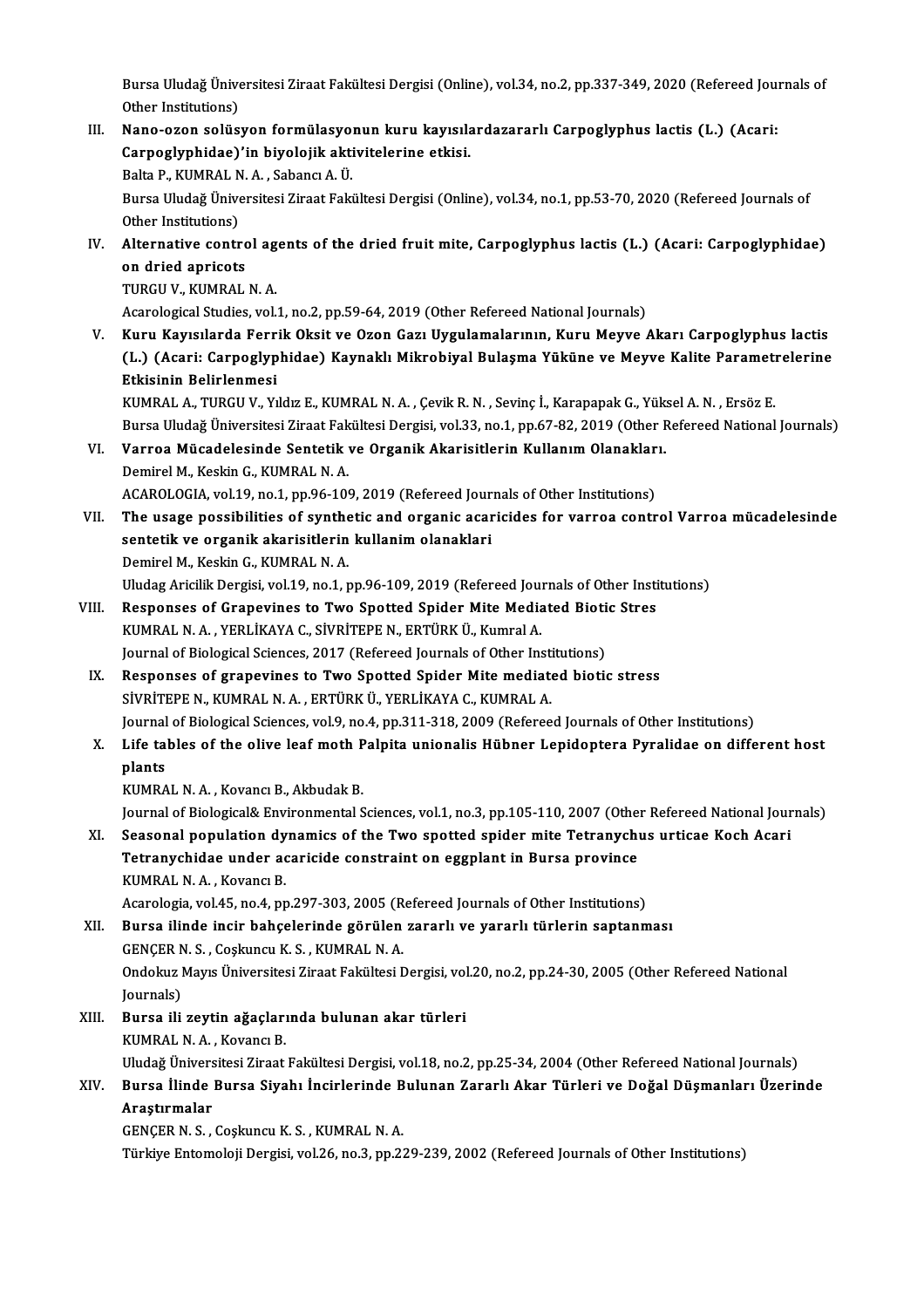Bursa Uludağ Üniversitesi Ziraat Fakültesi Dergisi (Online), vol.34, no.2, pp.337-349, 2020 (Refereed Journals of Other Institutions)

III. **Nano-ozon solüsyon formülasyonun kuru kayısılardazararlı Carpoglyphus lactis (L.) (Acari: Carpoglyphidae)'in biyolojik aktivitelerine etkisi.**
Balta P., KUMRAL N. A. , Sabancı A. Ü.
Bursa Uludağ Üniversitesi Ziraat Fakültesi Dergisi (Online), vol.34, no.1, pp.53-70, 2020 (Refereed Journals of Other Institutions)

IV. **Alternative control agents of the dried fruit mite, Carpoglyphus lactis (L.) (Acari: Carpoglyphidae) on dried apricots**
TURGU V., KUMRAL N. A.
Acarological Studies, vol.1, no.2, pp.59-64, 2019 (Other Refereed National Journals)

V. **Kuru Kayısılarda Ferrik Oksit ve Ozon Gazı Uygulamalarının, Kuru Meyve Akarı Carpoglyphus lactis (L.) (Acari: Carpoglyphidae) Kaynaklı Mikrobiyal Bulaşma Yüküne ve Meyve Kalite Parametrelerine Etkisinin Belirlenmesi**
KUMRAL A., TURGU V., Yıldız E., KUMRAL N. A. , Çevik R. N. , Sevinç İ., Karapapak G., Yüksel A. N. , Ersöz E.
Bursa Uludağ Üniversitesi Ziraat Fakültesi Dergisi, vol.33, no.1, pp.67-82, 2019 (Other Refereed National Journals)

VI. **Varroa Mücadelesinde Sentetik ve Organik Akarisitlerin Kullanım Olanakları.**
Demirel M., Keskin G., KUMRAL N. A.
ACAROLOGIA, vol.19, no.1, pp.96-109, 2019 (Refereed Journals of Other Institutions)

VII. **The usage possibilities of synthetic and organic acaricides for varroa control Varroa mücadelesinde sentetik ve organik akarisitlerin kullanim olanaklari**
Demirel M., Keskin G., KUMRAL N. A.
Uludag Aricilik Dergisi, vol.19, no.1, pp.96-109, 2019 (Refereed Journals of Other Institutions)

VIII. **Responses of Grapevines to Two Spotted Spider Mite Mediated Biotic Stres**
KUMRAL N. A. , YERLİKAYA C., SİVRİTEPE N., ERTÜRK Ü., Kumral A.
Journal of Biological Sciences, 2017 (Refereed Journals of Other Institutions)

IX. **Responses of grapevines to Two Spotted Spider Mite mediated biotic stress**
SİVRİTEPE N., KUMRAL N. A. , ERTÜRK Ü., YERLİKAYA C., KUMRAL A.
Journal of Biological Sciences, vol.9, no.4, pp.311-318, 2009 (Refereed Journals of Other Institutions)

X. **Life tables of the olive leaf moth Palpita unionalis Hübner Lepidoptera Pyralidae on different host plants**
KUMRAL N. A. , Kovancı B., Akbudak B.
Journal of Biological& Environmental Sciences, vol.1, no.3, pp.105-110, 2007 (Other Refereed National Journals)

XI. **Seasonal population dynamics of the Two spotted spider mite Tetranychus urticae Koch Acari Tetranychidae under acaricide constraint on eggplant in Bursa province**
KUMRAL N. A. , Kovancı B.
Acarologia, vol.45, no.4, pp.297-303, 2005 (Refereed Journals of Other Institutions)

XII. **Bursa ilinde incir bahçelerinde görülen zararlı ve yararlı türlerin saptanması**
GENÇER N. S. , Coşkuncu K. S. , KUMRAL N. A.
Ondokuz Mayıs Üniversitesi Ziraat Fakültesi Dergisi, vol.20, no.2, pp.24-30, 2005 (Other Refereed National Journals)

XIII. **Bursa ili zeytin ağaçlarında bulunan akar türleri**
KUMRAL N. A. , Kovancı B.
Uludağ Üniversitesi Ziraat Fakültesi Dergisi, vol.18, no.2, pp.25-34, 2004 (Other Refereed National Journals)

XIV. **Bursa İlinde Bursa Siyahı İncirlerinde Bulunan Zararlı Akar Türleri ve Doğal Düşmanları Üzerinde Araştırmalar**
GENÇER N. S. , Coşkuncu K. S. , KUMRAL N. A.
Türkiye Entomoloji Dergisi, vol.26, no.3, pp.229-239, 2002 (Refereed Journals of Other Institutions)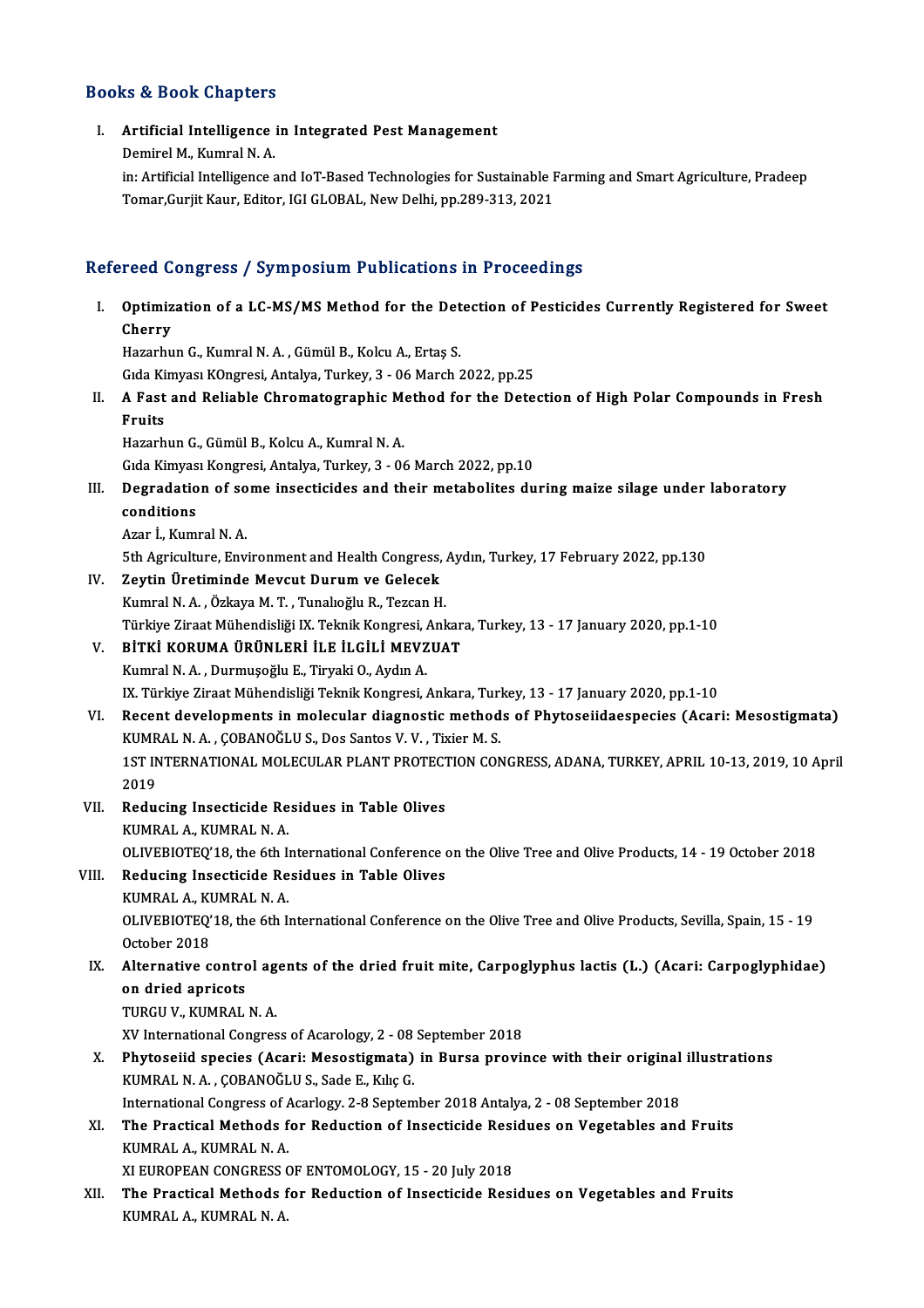## Books & Book Chapters

I. **Artificial Intelligence in Integrated Pest Management**
   Demirel M., Kumral N. A.
   in: Artificial Intelligence and IoT-Based Technologies for Sustainable Farming and Smart Agriculture, Pradeep Tomar,Gurjit Kaur, Editor, IGI GLOBAL, New Delhi, pp.289-313, 2021

## Refereed Congress / Symposium Publications in Proceedings

I. **Optimization of a LC-MS/MS Method for the Detection of Pesticides Currently Registered for Sweet Cherry**
   Hazarhun G., Kumral N. A. , Gümül B., Kolcu A., Ertaş S.
   Gıda Kimyası KOngresi, Antalya, Turkey, 3 - 06 March 2022, pp.25

II. **A Fast and Reliable Chromatographic Method for the Detection of High Polar Compounds in Fresh Fruits**
   Hazarhun G., Gümül B., Kolcu A., Kumral N. A.
   Gıda Kimyası Kongresi, Antalya, Turkey, 3 - 06 March 2022, pp.10

III. **Degradation of some insecticides and their metabolites during maize silage under laboratory conditions**
   Azar İ., Kumral N. A.
   5th Agriculture, Environment and Health Congress, Aydın, Turkey, 17 February 2022, pp.130

IV. **Zeytin Üretiminde Mevcut Durum ve Gelecek**
   Kumral N. A. , Özkaya M. T. , Tunalıoğlu R., Tezcan H.
   Türkiye Ziraat Mühendisliği IX. Teknik Kongresi, Ankara, Turkey, 13 - 17 January 2020, pp.1-10

V. **BİTKİ KORUMA ÜRÜNLERİ İLE İLGİLİ MEVZUAT**
   Kumral N. A. , Durmuşoğlu E., Tiryaki O., Aydın A.
   IX. Türkiye Ziraat Mühendisliği Teknik Kongresi, Ankara, Turkey, 13 - 17 January 2020, pp.1-10

VI. **Recent developments in molecular diagnostic methods of Phytoseiidaespecies (Acari: Mesostigmata)**
   KUMRAL N. A. , ÇOBANOĞLU S., Dos Santos V. V. , Tixier M. S.
   1ST INTERNATIONAL MOLECULAR PLANT PROTECTION CONGRESS, ADANA, TURKEY, APRIL 10-13, 2019, 10 April 2019

VII. **Reducing Insecticide Residues in Table Olives**
   KUMRAL A., KUMRAL N. A.
   OLIVEBIOTEQ'18, the 6th International Conference on the Olive Tree and Olive Products, 14 - 19 October 2018

VIII. **Reducing Insecticide Residues in Table Olives**
   KUMRAL A., KUMRAL N. A.
   OLIVEBIOTEQ'18, the 6th International Conference on the Olive Tree and Olive Products, Sevilla, Spain, 15 - 19 October 2018

IX. **Alternative control agents of the dried fruit mite, Carpoglyphus lactis (L.) (Acari: Carpoglyphidae) on dried apricots**
   TURGU V., KUMRAL N. A.
   XV International Congress of Acarology, 2 - 08 September 2018

X. **Phytoseiid species (Acari: Mesostigmata) in Bursa province with their original illustrations**
   KUMRAL N. A. , ÇOBANOĞLU S., Sade E., Kılıç G.
   International Congress of Acarlogy. 2-8 September 2018 Antalya, 2 - 08 September 2018

XI. **The Practical Methods for Reduction of Insecticide Residues on Vegetables and Fruits**
   KUMRAL A., KUMRAL N. A.
   XI EUROPEAN CONGRESS OF ENTOMOLOGY, 15 - 20 July 2018

XII. **The Practical Methods for Reduction of Insecticide Residues on Vegetables and Fruits**
   KUMRAL A., KUMRAL N. A.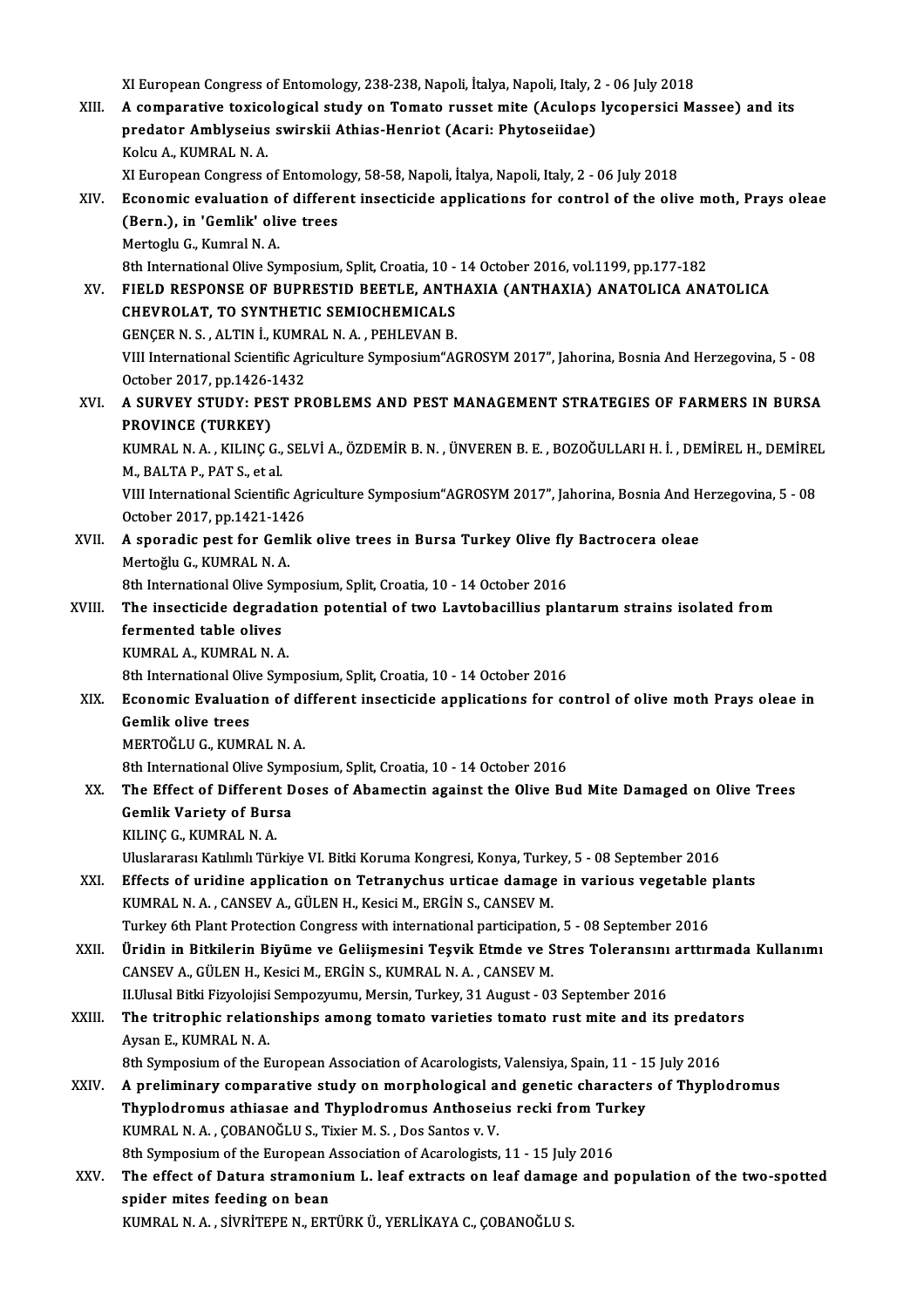XI European Congress of Entomology, 238-238, Napoli, İtalya, Napoli, Italy, 2 - 06 July 2018

XIII. **A comparative toxicological study on Tomato russet mite (Aculops lycopersici Massee) and its predator Amblyseius swirskii Athias-Henriot (Acari: Phytoseiidae)**
Kolcu A., KUMRAL N. A.
XI European Congress of Entomology, 58-58, Napoli, İtalya, Napoli, Italy, 2 - 06 July 2018

XIV. **Economic evaluation of different insecticide applications for control of the olive moth, Prays oleae (Bern.), in 'Gemlik' olive trees**
Mertoglu G., Kumral N. A.
8th International Olive Symposium, Split, Croatia, 10 - 14 October 2016, vol.1199, pp.177-182

XV. **FIELD RESPONSE OF BUPRESTID BEETLE, ANTHAXIA (ANTHAXIA) ANATOLICA ANATOLICA CHEVROLAT, TO SYNTHETIC SEMIOCHEMICALS**
GENÇER N. S., ALTIN İ., KUMRAL N. A., PEHLEVAN B.
VIII International Scientific Agriculture Symposium"AGROSYM 2017", Jahorina, Bosnia And Herzegovina, 5 - 08 October 2017, pp.1426-1432

XVI. **A SURVEY STUDY: PEST PROBLEMS AND PEST MANAGEMENT STRATEGIES OF FARMERS IN BURSA PROVINCE (TURKEY)**
KUMRAL N. A., KILINÇ G., SELVİ A., ÖZDEMİR B. N., ÜNVEREN B. E., BOZOĞULLARI H. İ., DEMİREL H., DEMİREL M., BALTA P., PAT S., et al.
VIII International Scientific Agriculture Symposium"AGROSYM 2017", Jahorina, Bosnia And Herzegovina, 5 - 08 October 2017, pp.1421-1426

XVII. **A sporadic pest for Gemlik olive trees in Bursa Turkey Olive fly Bactrocera oleae**
Mertoğlu G., KUMRAL N. A.
8th International Olive Symposium, Split, Croatia, 10 - 14 October 2016

XVIII. **The insecticide degradation potential of two Lavtobacillius plantarum strains isolated from fermented table olives**
KUMRAL A., KUMRAL N. A.
8th International Olive Symposium, Split, Croatia, 10 - 14 October 2016

XIX. **Economic Evaluation of different insecticide applications for control of olive moth Prays oleae in Gemlik olive trees**
MERTOĞLU G., KUMRAL N. A.
8th International Olive Symposium, Split, Croatia, 10 - 14 October 2016

XX. **The Effect of Different Doses of Abamectin against the Olive Bud Mite Damaged on Olive Trees Gemlik Variety of Bursa**
KILINÇ G., KUMRAL N. A.
Uluslararası Katılımlı Türkiye VI. Bitki Koruma Kongresi, Konya, Turkey, 5 - 08 September 2016

XXI. **Effects of uridine application on Tetranychus urticae damage in various vegetable plants**
KUMRAL N. A., CANSEV A., GÜLEN H., Kesici M., ERGİN S., CANSEV M.
Turkey 6th Plant Protection Congress with international participation, 5 - 08 September 2016

XXII. **Üridin in Bitkilerin Biyüme ve Gelişmesini Teşvik Etmde ve Stres Toleransını arttırmada Kullanımı**
CANSEV A., GÜLEN H., Kesici M., ERGİN S., KUMRAL N. A., CANSEV M.
II.Ulusal Bitki Fizyolojisi Sempozyumu, Mersin, Turkey, 31 August - 03 September 2016

XXIII. **The tritrophic relationships among tomato varieties tomato rust mite and its predators**
Aysan E., KUMRAL N. A.
8th Symposium of the European Association of Acarologists, Valensiya, Spain, 11 - 15 July 2016

XXIV. **A preliminary comparative study on morphological and genetic characters of Thyplodromus Thyplodromus athiasae and Thyplodromus Anthoseius recki from Turkey**
KUMRAL N. A., ÇOBANOĞLU S., Tixier M. S., Dos Santos v. V.
8th Symposium of the European Association of Acarologists, 11 - 15 July 2016

XXV. **The effect of Datura stramonium L. leaf extracts on leaf damage and population of the two-spotted spider mites feeding on bean**
KUMRAL N. A., SİVRİTEPE N., ERTÜRK Ü., YERLİKAYA C., ÇOBANOĞLU S.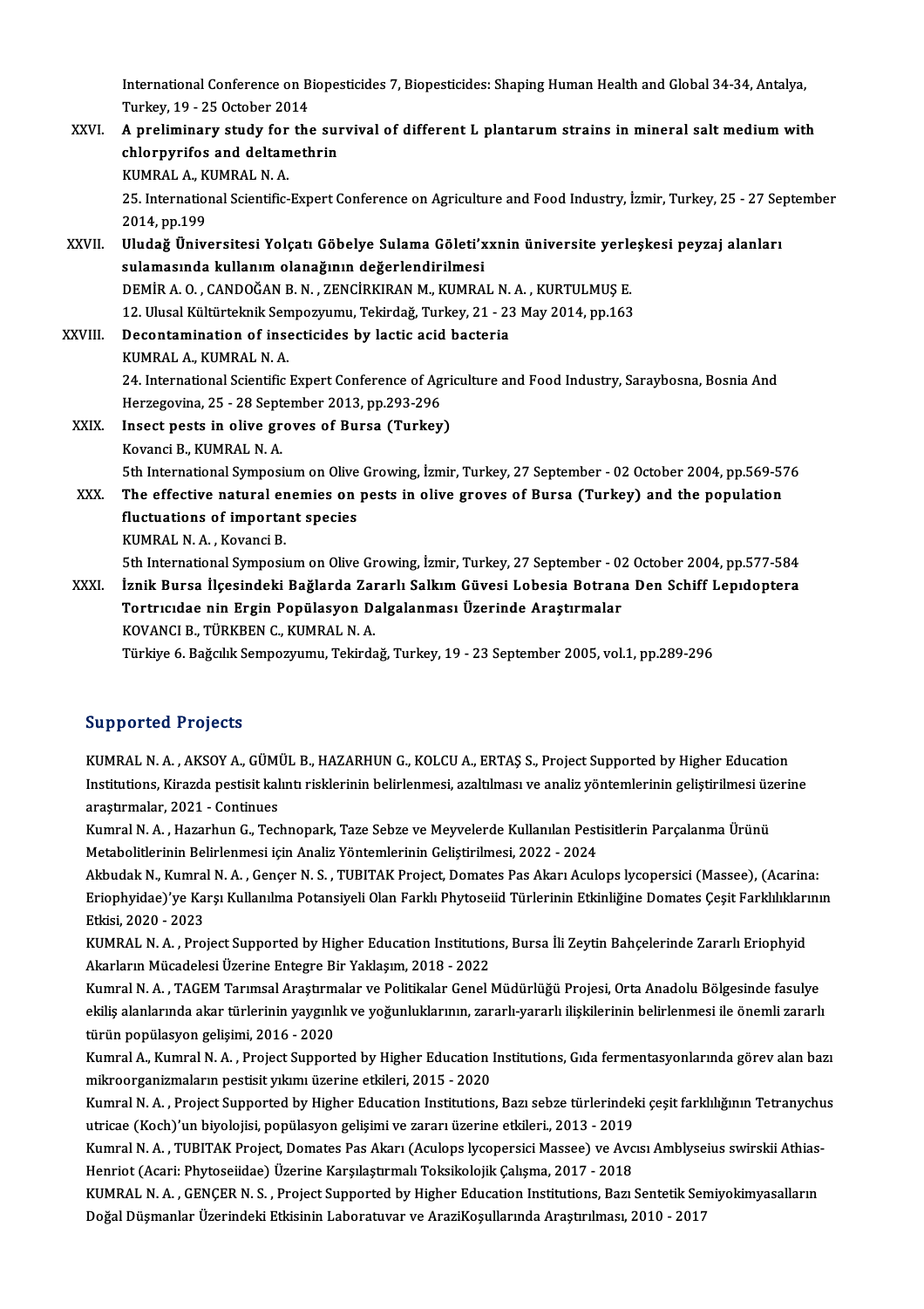International Conference on Biopesticides 7, Biopesticides: Shaping Human Health and Global 34-34, Antalya, Turkey, 19 - 25 October 2014

XXVI. **A preliminary study for the survival of different L plantarum strains in mineral salt medium with chlorpyrifos and deltamethrin**
KUMRAL A., KUMRAL N. A.
25. International Scientific-Expert Conference on Agriculture and Food Industry, İzmir, Turkey, 25 - 27 September 2014, pp.199

XXVII. **Uludağ Üniversitesi Yolçatı Göbelye Sulama Göleti'xxnin üniversite yerleşkesi peyzaj alanları sulamasında kullanım olanağının değerlendirilmesi**
DEMİR A. O. , CANDOĞAN B. N. , ZENCİRKIRAN M., KUMRAL N. A. , KURTULMUŞ E.
12. Ulusal Kültürteknik Sempozyumu, Tekirdağ, Turkey, 21 - 23 May 2014, pp.163

XXVIII. **Decontamination of insecticides by lactic acid bacteria**
KUMRAL A., KUMRAL N. A.
24. International Scientific Expert Conference of Agriculture and Food Industry, Saraybosna, Bosnia And Herzegovina, 25 - 28 September 2013, pp.293-296

XXIX. **Insect pests in olive groves of Bursa (Turkey)**
Kovanci B., KUMRAL N. A.
5th International Symposium on Olive Growing, İzmir, Turkey, 27 September - 02 October 2004, pp.569-576

XXX. **The effective natural enemies on pests in olive groves of Bursa (Turkey) and the population fluctuations of important species**
KUMRAL N. A. , Kovanci B.
5th International Symposium on Olive Growing, İzmir, Turkey, 27 September - 02 October 2004, pp.577-584

XXXI. **İznik Bursa İlçesindeki Bağlarda Zararlı Salkım Güvesi Lobesia Botrana Den Schiff Lepıdoptera Tortrıcıdae nin Ergin Popülasyon Dalgalanması Üzerinde Araştırmalar**
KOVANCI B., TÜRKBEN C., KUMRAL N. A.
Türkiye 6. Bağcılık Sempozyumu, Tekirdağ, Turkey, 19 - 23 September 2005, vol.1, pp.289-296

## Supported Projects

KUMRAL N. A. , AKSOY A., GÜMÜL B., HAZARHUN G., KOLCU A., ERTAŞ S., Project Supported by Higher Education Institutions, Kirazda pestisit kalıntı risklerinin belirlenmesi, azaltılması ve analiz yöntemlerinin geliştirilmesi üzerine araştırmalar, 2021 - Continues

Kumral N. A. , Hazarhun G., Technopark, Taze Sebze ve Meyvelerde Kullanılan Pestisitlerin Parçalanma Ürünü Metabolitlerinin Belirlenmesi için Analiz Yöntemlerinin Geliştirilmesi, 2022 - 2024

Akbudak N., Kumral N. A. , Gençer N. S. , TUBITAK Project, Domates Pas Akarı Aculops lycopersici (Massee), (Acarina: Eriophyidae)'ye Karşı Kullanılma Potansiyeli Olan Farklı Phytoseiid Türlerinin Etkinliğine Domates Çeşit Farklılıklarının Etkisi, 2020 - 2023

KUMRAL N. A. , Project Supported by Higher Education Institutions, Bursa İli Zeytin Bahçelerinde Zararlı Eriophyid Akarların Mücadelesi Üzerine Entegre Bir Yaklaşım, 2018 - 2022

Kumral N. A. , TAGEM Tarımsal Araştırmalar ve Politikalar Genel Müdürlüğü Projesi, Orta Anadolu Bölgesinde fasulye ekiliş alanlarında akar türlerinin yaygınlık ve yoğunluklarının, zararlı-yararlı ilişkilerinin belirlenmesi ile önemli zararlı türün popülasyon gelişimi, 2016 - 2020

Kumral A., Kumral N. A. , Project Supported by Higher Education Institutions, Gıda fermentasyonlarında görev alan bazı mikroorganizmaların pestisit yıkımı üzerine etkileri, 2015 - 2020

Kumral N. A. , Project Supported by Higher Education Institutions, Bazı sebze türlerindeki çeşit farklılığının Tetranychus utricae (Koch)'un biyolojisi, popülasyon gelişimi ve zararı üzerine etkileri., 2013 - 2019

Kumral N. A. , TUBITAK Project, Domates Pas Akarı (Aculops lycopersici Massee) ve Avcısı Amblyseius swirskii Athias-Henriot (Acari: Phytoseiidae) Üzerine Karşılaştırmalı Toksikolojik Çalışma, 2017 - 2018

KUMRAL N. A. , GENÇER N. S. , Project Supported by Higher Education Institutions, Bazı Sentetik Semiyokimyasalların Doğal Düşmanlar Üzerindeki Etkisinin Laboratuvar ve AraziKoşullarında Araştırılması, 2010 - 2017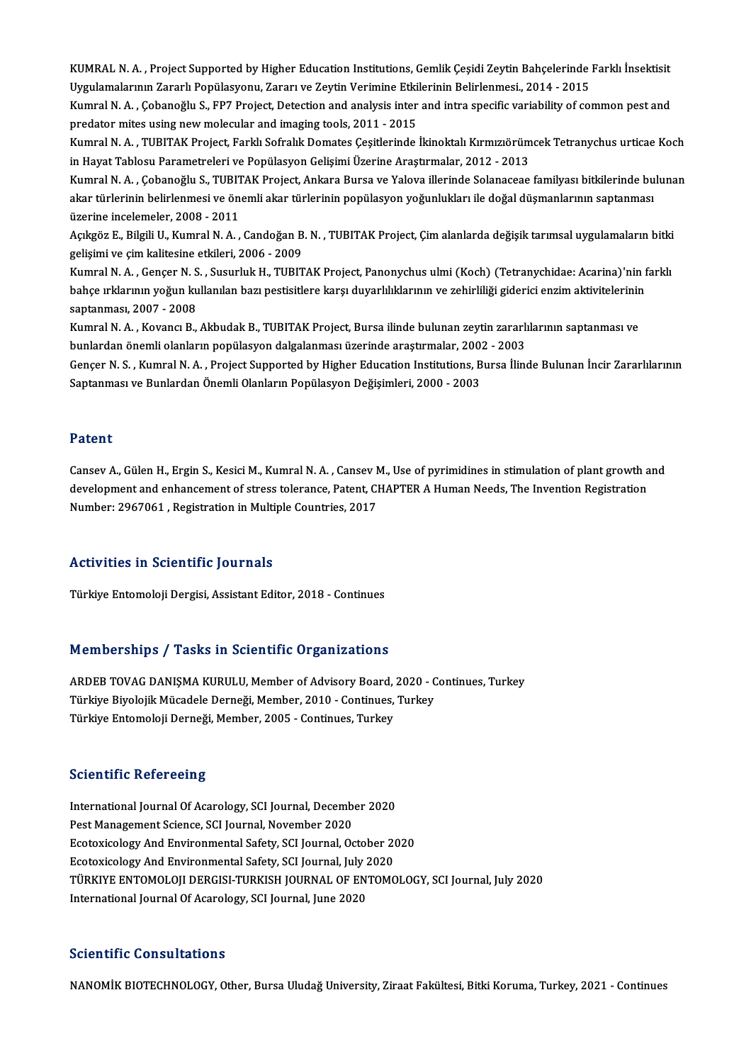KUMRAL N. A. , Project Supported by Higher Education Institutions, Gemlik Çeşidi Zeytin Bahçelerinde Farklı İnsektisit Uygulamalarının Zararlı Popülasyonu, Zararı ve Zeytin Verimine Etkilerinin Belirlenmesi., 2014 - 2015

Kumral N. A. , Çobanoğlu S., FP7 Project, Detection and analysis inter and intra specific variability of common pest and predator mites using new molecular and imaging tools, 2011 - 2015

Kumral N. A. , TUBITAK Project, Farklı Sofralık Domates Çeşitlerinde İkinoktalı Kırmızıörümcek Tetranychus urticae Koch in Hayat Tablosu Parametreleri ve Popülasyon Gelişimi Üzerine Araştırmalar, 2012 - 2013

Kumral N. A. , Çobanoğlu S., TUBITAK Project, Ankara Bursa ve Yalova illerinde Solanaceae familyası bitkilerinde bulunan akar türlerinin belirlenmesi ve önemli akar türlerinin popülasyon yoğunlukları ile doğal düşmanlarının saptanması üzerine incelemeler, 2008 - 2011

Açıkgöz E., Bilgili U., Kumral N. A. , Candoğan B. N. , TUBITAK Project, Çim alanlarda değişik tarımsal uygulamaların bitki gelişimi ve çim kalitesine etkileri, 2006 - 2009

Kumral N. A. , Gençer N. S. , Susurluk H., TUBITAK Project, Panonychus ulmi (Koch) (Tetranychidae: Acarina)'nin farklı bahçe ırklarının yoğun kullanılan bazı pestisitlere karşı duyarlılıklarının ve zehirliliği giderici enzim aktivitelerinin saptanması, 2007 - 2008

Kumral N. A. , Kovancı B., Akbudak B., TUBITAK Project, Bursa ilinde bulunan zeytin zararlılarının saptanması ve bunlardan önemli olanların popülasyon dalgalanması üzerinde araştırmalar, 2002 - 2003

Gençer N. S. , Kumral N. A. , Project Supported by Higher Education Institutions, Bursa İlinde Bulunan İncir Zararlılarının Saptanması ve Bunlardan Önemli Olanların Popülasyon Değişimleri, 2000 - 2003

## Patent

Cansev A., Gülen H., Ergin S., Kesici M., Kumral N. A. , Cansev M., Use of pyrimidines in stimulation of plant growth and development and enhancement of stress tolerance, Patent, CHAPTER A Human Needs, The Invention Registration Number: 2967061 , Registration in Multiple Countries, 2017

## Activities in Scientific Journals

Türkiye Entomoloji Dergisi, Assistant Editor, 2018 - Continues

## Memberships / Tasks in Scientific Organizations

ARDEB TOVAG DANIŞMA KURULU, Member of Advisory Board, 2020 - Continues, Turkey

Türkiye Biyolojik Mücadele Derneği, Member, 2010 - Continues, Turkey

Türkiye Entomoloji Derneği, Member, 2005 - Continues, Turkey

## Scientific Refereeing

International Journal Of Acarology, SCI Journal, December 2020

Pest Management Science, SCI Journal, November 2020

Ecotoxicology And Environmental Safety, SCI Journal, October 2020

Ecotoxicology And Environmental Safety, SCI Journal, July 2020

TÜRKIYE ENTOMOLOJI DERGISI-TURKISH JOURNAL OF ENTOMOLOGY, SCI Journal, July 2020

International Journal Of Acarology, SCI Journal, June 2020

## Scientific Consultations

NANOMİK BIOTECHNOLOGY, Other, Bursa Uludağ University, Ziraat Fakültesi, Bitki Koruma, Turkey, 2021 - Continues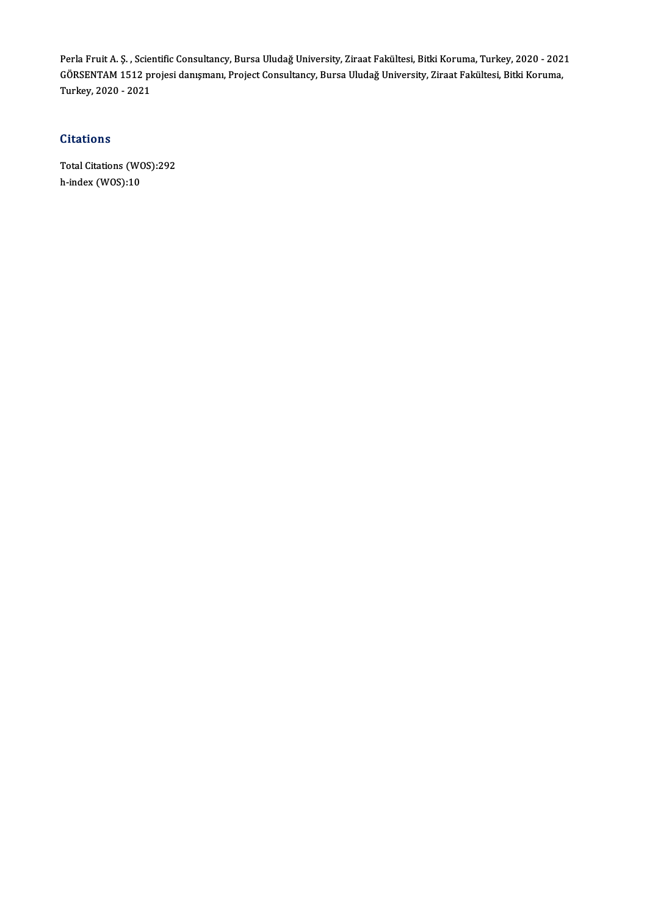Perla Fruit A. Ş. , Scientific Consultancy, Bursa Uludağ University, Ziraat Fakültesi, Bitki Koruma, Turkey, 2020 - 2021
GÖRSENTAM 1512 projesi danışmanı, Project Consultancy, Bursa Uludağ University, Ziraat Fakültesi, Bitki Koruma, Turkey, 2020 - 2021

## Citations

Total Citations (WOS):292
h-index (WOS):10